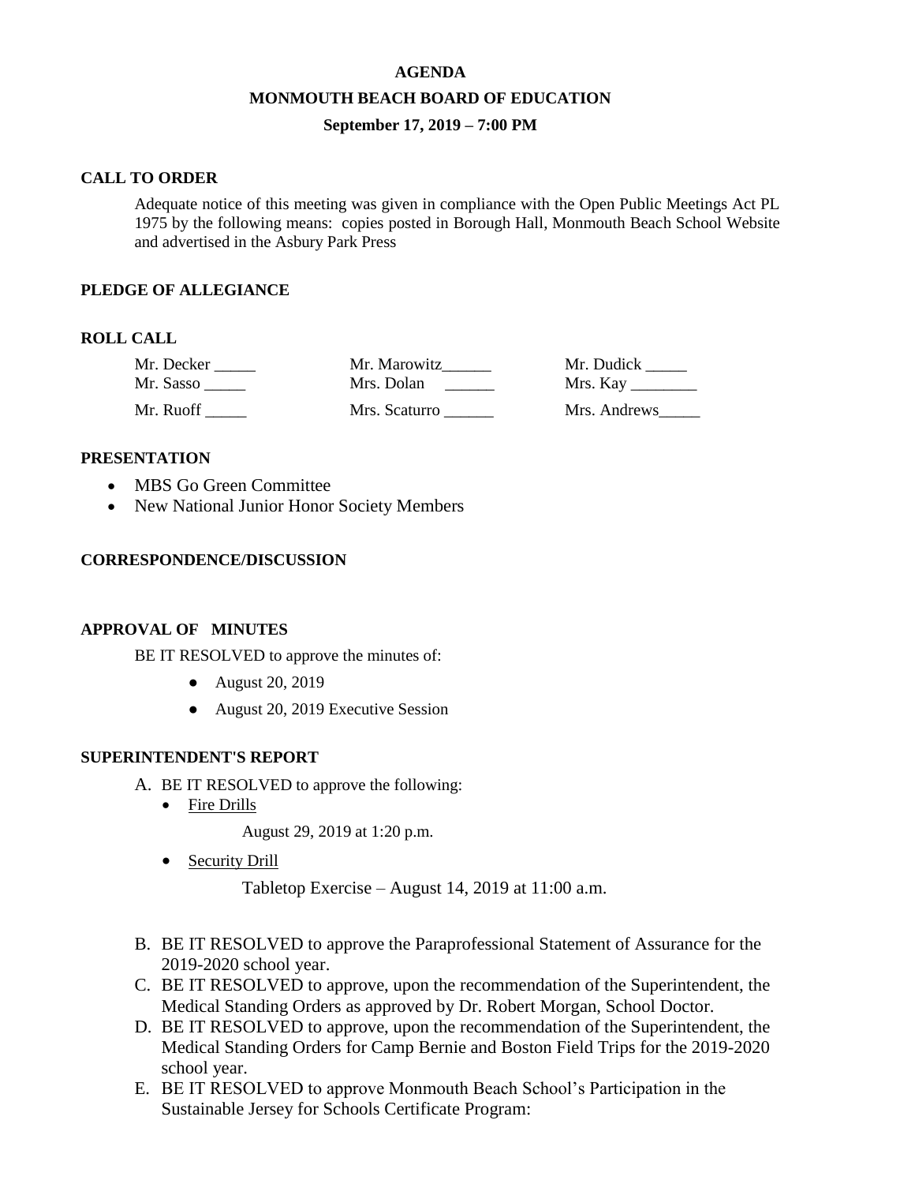# AGENDA

## MONMOUTH BEACH BOARD OF EDUCATION

### September 17, 2019 – 7:00 PM

**CALL TO ORDER**

Adequate notice of this meeting was given in compliance with the Open Public Meetings Act PL 1975 by the following means: copies posted in Borough Hall, Monmouth Beach School Website and advertised in the Asbury Park Press

**PLEDGE OF ALLEGIANCE**

**ROLL CALL**

| | | |
|---|---|---|
| Mr. Decker _____ | Mr. Marowitz______ | Mr. Dudick _____ |
| Mr. Sasso _____ | Mrs. Dolan ______ | Mrs. Kay ________ |
| Mr. Ruoff _____ | Mrs. Scaturro ______ | Mrs. Andrews_____ |

**PRESENTATION**

- MBS Go Green Committee
- New National Junior Honor Society Members

**CORRESPONDENCE/DISCUSSION**

**APPROVAL OF MINUTES**

BE IT RESOLVED to approve the minutes of:

- August 20, 2019
- August 20, 2019 Executive Session

**SUPERINTENDENT'S REPORT**

A. BE IT RESOLVED to approve the following:
   - Fire Drills

     August 29, 2019 at 1:20 p.m.

   - Security Drill

     Tabletop Exercise – August 14, 2019 at 11:00 a.m.

B. BE IT RESOLVED to approve the Paraprofessional Statement of Assurance for the 2019-2020 school year.

C. BE IT RESOLVED to approve, upon the recommendation of the Superintendent, the Medical Standing Orders as approved by Dr. Robert Morgan, School Doctor.

D. BE IT RESOLVED to approve, upon the recommendation of the Superintendent, the Medical Standing Orders for Camp Bernie and Boston Field Trips for the 2019-2020 school year.

E. BE IT RESOLVED to approve Monmouth Beach School's Participation in the Sustainable Jersey for Schools Certificate Program: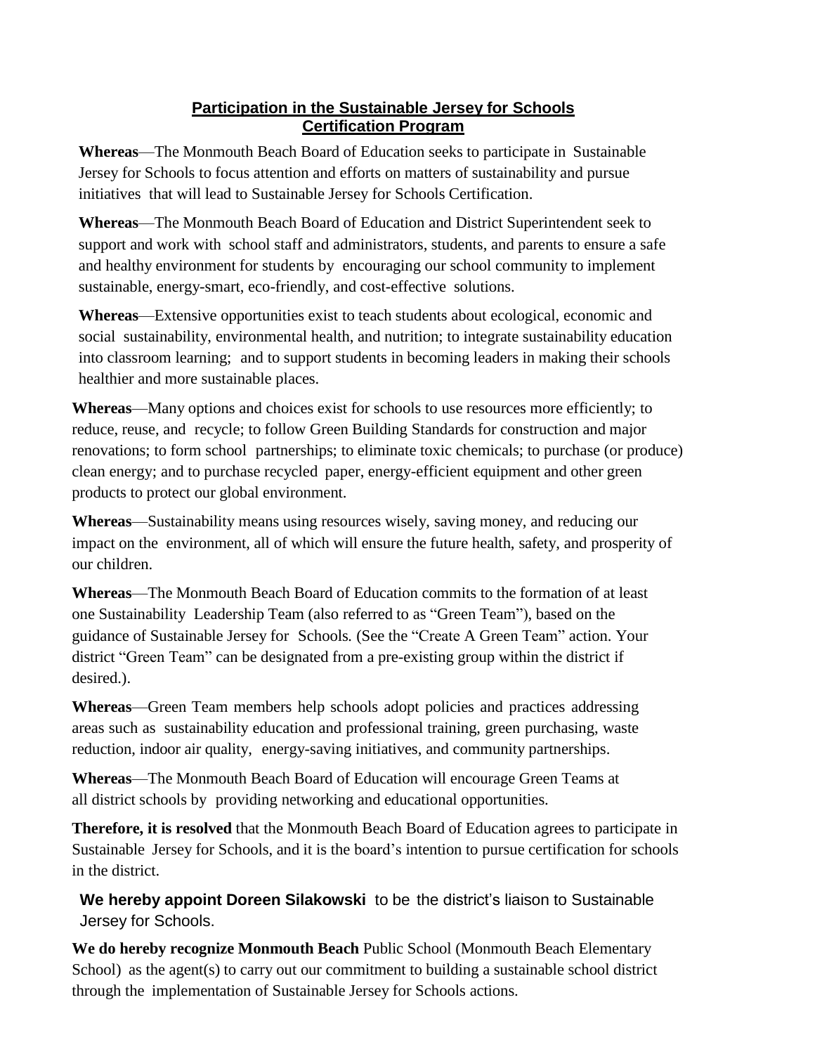## Participation in the Sustainable Jersey for Schools Certification Program

**Whereas**—The Monmouth Beach Board of Education seeks to participate in Sustainable Jersey for Schools to focus attention and efforts on matters of sustainability and pursue initiatives that will lead to Sustainable Jersey for Schools Certification.

**Whereas**—The Monmouth Beach Board of Education and District Superintendent seek to support and work with school staff and administrators, students, and parents to ensure a safe and healthy environment for students by encouraging our school community to implement sustainable, energy-smart, eco-friendly, and cost-effective solutions.

**Whereas**—Extensive opportunities exist to teach students about ecological, economic and social sustainability, environmental health, and nutrition; to integrate sustainability education into classroom learning; and to support students in becoming leaders in making their schools healthier and more sustainable places.

**Whereas**—Many options and choices exist for schools to use resources more efficiently; to reduce, reuse, and recycle; to follow Green Building Standards for construction and major renovations; to form school partnerships; to eliminate toxic chemicals; to purchase (or produce) clean energy; and to purchase recycled paper, energy-efficient equipment and other green products to protect our global environment.

**Whereas**—Sustainability means using resources wisely, saving money, and reducing our impact on the environment, all of which will ensure the future health, safety, and prosperity of our children.

**Whereas**—The Monmouth Beach Board of Education commits to the formation of at least one Sustainability Leadership Team (also referred to as "Green Team"), based on the guidance of Sustainable Jersey for Schools. (See the "Create A Green Team" action. Your district "Green Team" can be designated from a pre-existing group within the district if desired.).

**Whereas**—Green Team members help schools adopt policies and practices addressing areas such as sustainability education and professional training, green purchasing, waste reduction, indoor air quality, energy-saving initiatives, and community partnerships.

**Whereas**—The Monmouth Beach Board of Education will encourage Green Teams at all district schools by providing networking and educational opportunities.

**Therefore, it is resolved** that the Monmouth Beach Board of Education agrees to participate in Sustainable Jersey for Schools, and it is the board's intention to pursue certification for schools in the district.

**We hereby appoint Doreen Silakowski** to be the district's liaison to Sustainable Jersey for Schools.

**We do hereby recognize Monmouth Beach** Public School (Monmouth Beach Elementary School) as the agent(s) to carry out our commitment to building a sustainable school district through the implementation of Sustainable Jersey for Schools actions.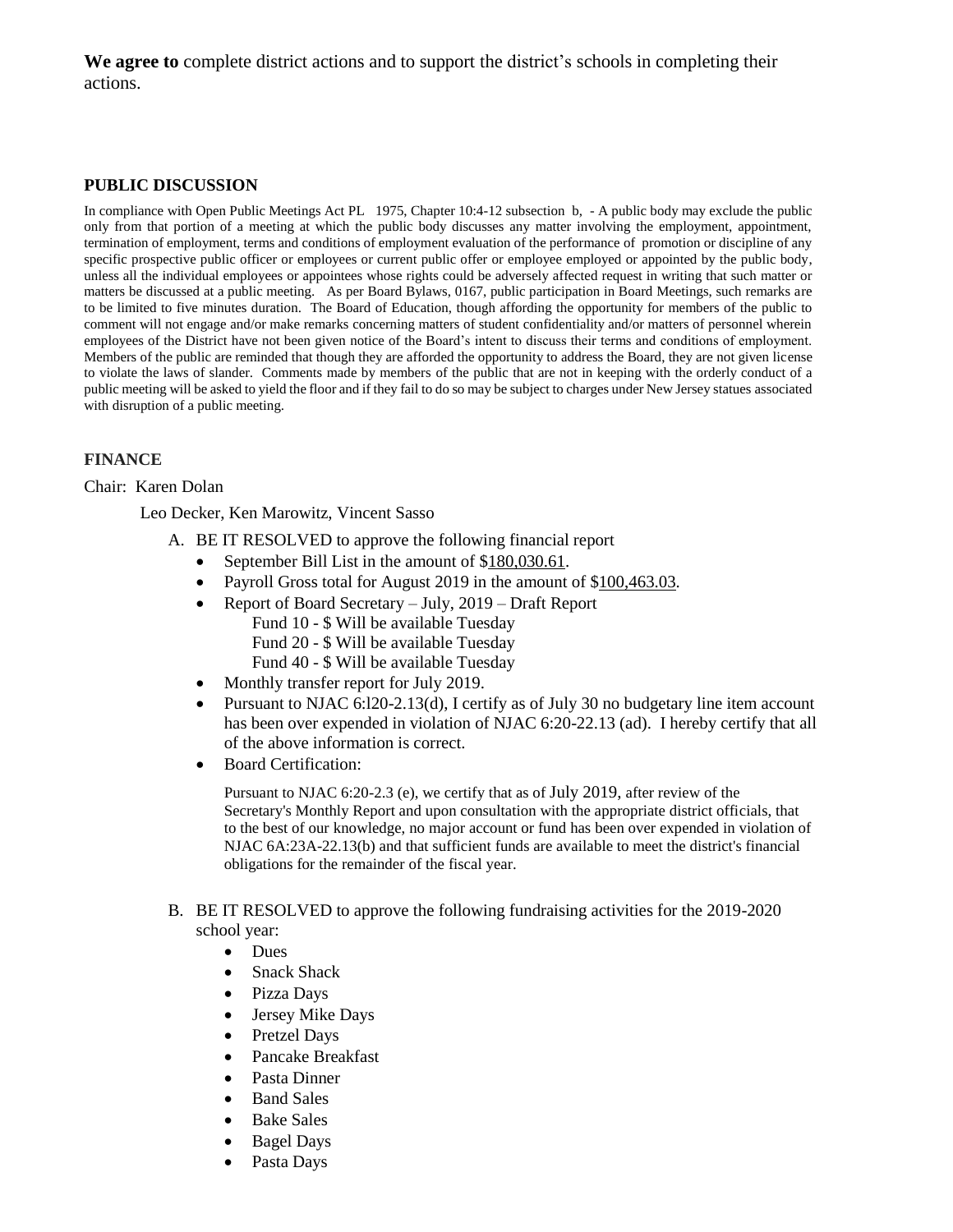**We agree to** complete district actions and to support the district's schools in completing their actions.

### PUBLIC DISCUSSION

In compliance with Open Public Meetings Act PL 1975, Chapter 10:4-12 subsection b, - A public body may exclude the public only from that portion of a meeting at which the public body discusses any matter involving the employment, appointment, termination of employment, terms and conditions of employment evaluation of the performance of promotion or discipline of any specific prospective public officer or employees or current public offer or employee employed or appointed by the public body, unless all the individual employees or appointees whose rights could be adversely affected request in writing that such matter or matters be discussed at a public meeting. As per Board Bylaws, 0167, public participation in Board Meetings, such remarks are to be limited to five minutes duration. The Board of Education, though affording the opportunity for members of the public to comment will not engage and/or make remarks concerning matters of student confidentiality and/or matters of personnel wherein employees of the District have not been given notice of the Board's intent to discuss their terms and conditions of employment. Members of the public are reminded that though they are afforded the opportunity to address the Board, they are not given license to violate the laws of slander. Comments made by members of the public that are not in keeping with the orderly conduct of a public meeting will be asked to yield the floor and if they fail to do so may be subject to charges under New Jersey statues associated with disruption of a public meeting.

### FINANCE

Chair: Karen Dolan

Leo Decker, Ken Marowitz, Vincent Sasso

A. BE IT RESOLVED to approve the following financial report
   - September Bill List in the amount of $180,030.61.
   - Payroll Gross total for August 2019 in the amount of $100,463.03.
   - Report of Board Secretary – July, 2019 – Draft Report
     Fund 10 - $ Will be available Tuesday
     Fund 20 - $ Will be available Tuesday
     Fund 40 - $ Will be available Tuesday
   - Monthly transfer report for July 2019.
   - Pursuant to NJAC 6:l20-2.13(d), I certify as of July 30 no budgetary line item account has been over expended in violation of NJAC 6:20-22.13 (ad). I hereby certify that all of the above information is correct.
   - Board Certification:

     Pursuant to NJAC 6:20-2.3 (e), we certify that as of July 2019, after review of the Secretary's Monthly Report and upon consultation with the appropriate district officials, that to the best of our knowledge, no major account or fund has been over expended in violation of NJAC 6A:23A-22.13(b) and that sufficient funds are available to meet the district's financial obligations for the remainder of the fiscal year.

B. BE IT RESOLVED to approve the following fundraising activities for the 2019-2020 school year:
   - Dues
   - Snack Shack
   - Pizza Days
   - Jersey Mike Days
   - Pretzel Days
   - Pancake Breakfast
   - Pasta Dinner
   - Band Sales
   - Bake Sales
   - Bagel Days
   - Pasta Days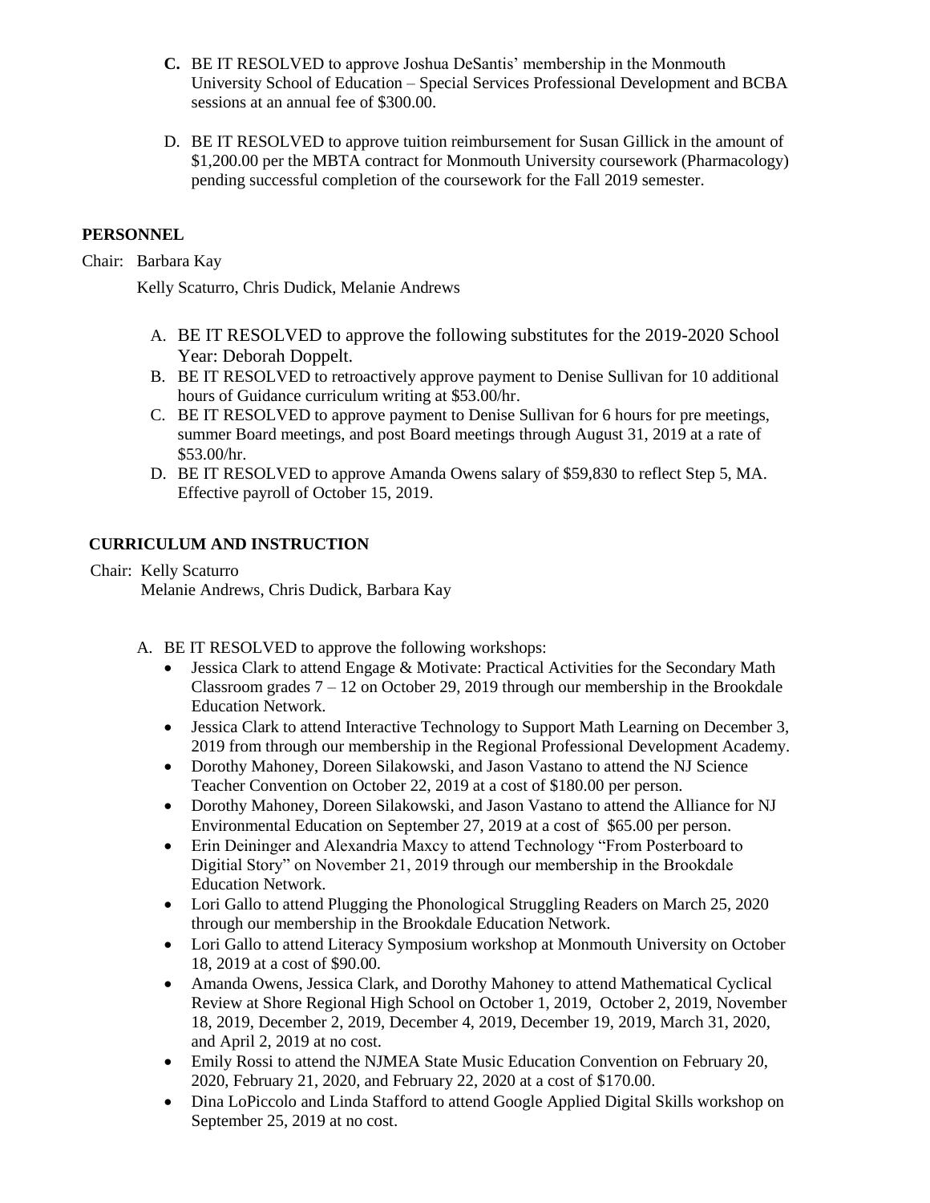C. BE IT RESOLVED to approve Joshua DeSantis' membership in the Monmouth University School of Education – Special Services Professional Development and BCBA sessions at an annual fee of $300.00.

D. BE IT RESOLVED to approve tuition reimbursement for Susan Gillick in the amount of $1,200.00 per the MBTA contract for Monmouth University coursework (Pharmacology) pending successful completion of the coursework for the Fall 2019 semester.

**PERSONNEL**

Chair: Barbara Kay

Kelly Scaturro, Chris Dudick, Melanie Andrews

A. BE IT RESOLVED to approve the following substitutes for the 2019-2020 School Year: Deborah Doppelt.
B. BE IT RESOLVED to retroactively approve payment to Denise Sullivan for 10 additional hours of Guidance curriculum writing at $53.00/hr.
C. BE IT RESOLVED to approve payment to Denise Sullivan for 6 hours for pre meetings, summer Board meetings, and post Board meetings through August 31, 2019 at a rate of $53.00/hr.
D. BE IT RESOLVED to approve Amanda Owens salary of $59,830 to reflect Step 5, MA. Effective payroll of October 15, 2019.

**CURRICULUM AND INSTRUCTION**

Chair: Kelly Scaturro
Melanie Andrews, Chris Dudick, Barbara Kay

A. BE IT RESOLVED to approve the following workshops:
   - Jessica Clark to attend Engage & Motivate: Practical Activities for the Secondary Math Classroom grades 7 – 12 on October 29, 2019 through our membership in the Brookdale Education Network.
   - Jessica Clark to attend Interactive Technology to Support Math Learning on December 3, 2019 from through our membership in the Regional Professional Development Academy.
   - Dorothy Mahoney, Doreen Silakowski, and Jason Vastano to attend the NJ Science Teacher Convention on October 22, 2019 at a cost of $180.00 per person.
   - Dorothy Mahoney, Doreen Silakowski, and Jason Vastano to attend the Alliance for NJ Environmental Education on September 27, 2019 at a cost of $65.00 per person.
   - Erin Deininger and Alexandria Maxcy to attend Technology "From Posterboard to Digitial Story" on November 21, 2019 through our membership in the Brookdale Education Network.
   - Lori Gallo to attend Plugging the Phonological Struggling Readers on March 25, 2020 through our membership in the Brookdale Education Network.
   - Lori Gallo to attend Literacy Symposium workshop at Monmouth University on October 18, 2019 at a cost of $90.00.
   - Amanda Owens, Jessica Clark, and Dorothy Mahoney to attend Mathematical Cyclical Review at Shore Regional High School on October 1, 2019, October 2, 2019, November 18, 2019, December 2, 2019, December 4, 2019, December 19, 2019, March 31, 2020, and April 2, 2019 at no cost.
   - Emily Rossi to attend the NJMEA State Music Education Convention on February 20, 2020, February 21, 2020, and February 22, 2020 at a cost of $170.00.
   - Dina LoPiccolo and Linda Stafford to attend Google Applied Digital Skills workshop on September 25, 2019 at no cost.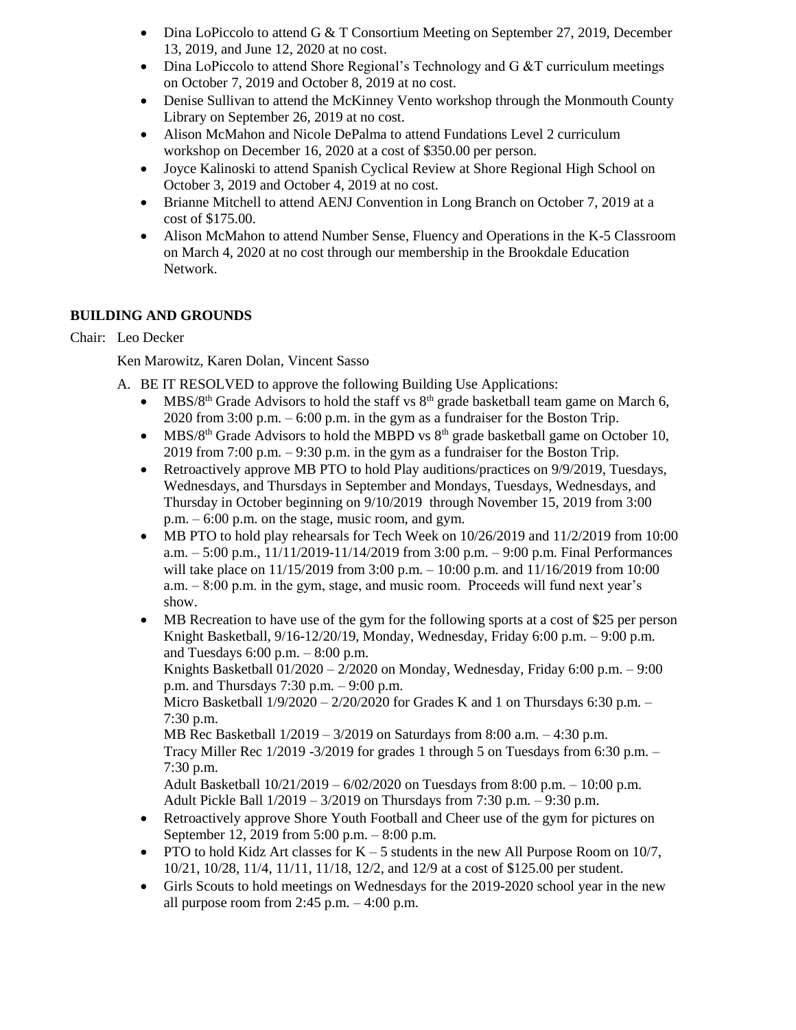- Dina LoPiccolo to attend G & T Consortium Meeting on September 27, 2019, December 13, 2019, and June 12, 2020 at no cost.
- Dina LoPiccolo to attend Shore Regional's Technology and G &T curriculum meetings on October 7, 2019 and October 8, 2019 at no cost.
- Denise Sullivan to attend the McKinney Vento workshop through the Monmouth County Library on September 26, 2019 at no cost.
- Alison McMahon and Nicole DePalma to attend Fundations Level 2 curriculum workshop on December 16, 2020 at a cost of $350.00 per person.
- Joyce Kalinoski to attend Spanish Cyclical Review at Shore Regional High School on October 3, 2019 and October 4, 2019 at no cost.
- Brianne Mitchell to attend AENJ Convention in Long Branch on October 7, 2019 at a cost of $175.00.
- Alison McMahon to attend Number Sense, Fluency and Operations in the K-5 Classroom on March 4, 2020 at no cost through our membership in the Brookdale Education Network.

**BUILDING AND GROUNDS**

Chair: Leo Decker

Ken Marowitz, Karen Dolan, Vincent Sasso

A. BE IT RESOLVED to approve the following Building Use Applications:
   - MBS/8th Grade Advisors to hold the staff vs 8th grade basketball team game on March 6, 2020 from 3:00 p.m. – 6:00 p.m. in the gym as a fundraiser for the Boston Trip.
   - MBS/8th Grade Advisors to hold the MBPD vs 8th grade basketball game on October 10, 2019 from 7:00 p.m. – 9:30 p.m. in the gym as a fundraiser for the Boston Trip.
   - Retroactively approve MB PTO to hold Play auditions/practices on 9/9/2019, Tuesdays, Wednesdays, and Thursdays in September and Mondays, Tuesdays, Wednesdays, and Thursday in October beginning on 9/10/2019 through November 15, 2019 from 3:00 p.m. – 6:00 p.m. on the stage, music room, and gym.
   - MB PTO to hold play rehearsals for Tech Week on 10/26/2019 and 11/2/2019 from 10:00 a.m. – 5:00 p.m., 11/11/2019-11/14/2019 from 3:00 p.m. – 9:00 p.m. Final Performances will take place on 11/15/2019 from 3:00 p.m. – 10:00 p.m. and 11/16/2019 from 10:00 a.m. – 8:00 p.m. in the gym, stage, and music room. Proceeds will fund next year's show.
   - MB Recreation to have use of the gym for the following sports at a cost of $25 per person
     Knight Basketball, 9/16-12/20/19, Monday, Wednesday, Friday 6:00 p.m. – 9:00 p.m. and Tuesdays 6:00 p.m. – 8:00 p.m.
     Knights Basketball 01/2020 – 2/2020 on Monday, Wednesday, Friday 6:00 p.m. – 9:00 p.m. and Thursdays 7:30 p.m. – 9:00 p.m.
     Micro Basketball 1/9/2020 – 2/20/2020 for Grades K and 1 on Thursdays 6:30 p.m. – 7:30 p.m.
     MB Rec Basketball 1/2019 – 3/2019 on Saturdays from 8:00 a.m. – 4:30 p.m.
     Tracy Miller Rec 1/2019 -3/2019 for grades 1 through 5 on Tuesdays from 6:30 p.m. – 7:30 p.m.
     Adult Basketball 10/21/2019 – 6/02/2020 on Tuesdays from 8:00 p.m. – 10:00 p.m.
     Adult Pickle Ball 1/2019 – 3/2019 on Thursdays from 7:30 p.m. – 9:30 p.m.
   - Retroactively approve Shore Youth Football and Cheer use of the gym for pictures on September 12, 2019 from 5:00 p.m. – 8:00 p.m.
   - PTO to hold Kidz Art classes for K – 5 students in the new All Purpose Room on 10/7, 10/21, 10/28, 11/4, 11/11, 11/18, 12/2, and 12/9 at a cost of $125.00 per student.
   - Girls Scouts to hold meetings on Wednesdays for the 2019-2020 school year in the new all purpose room from 2:45 p.m. – 4:00 p.m.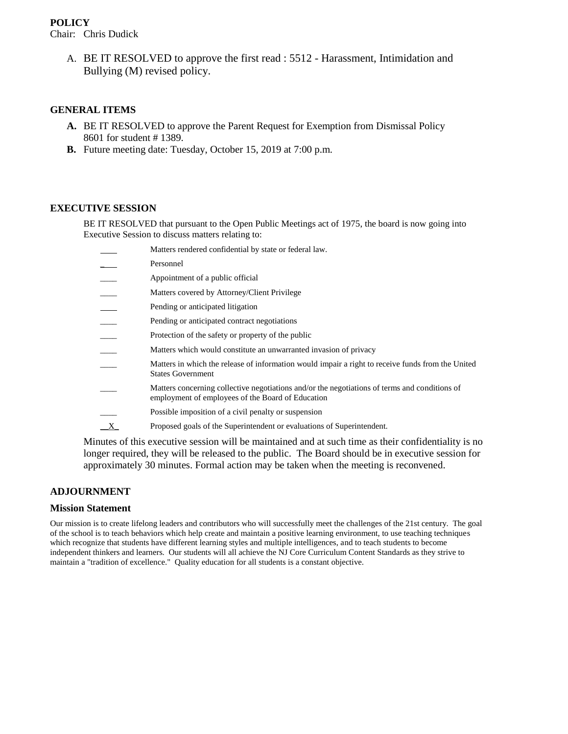**POLICY**
Chair: Chris Dudick

A. BE IT RESOLVED to approve the first read : 5512 - Harassment, Intimidation and Bullying (M) revised policy.

**GENERAL ITEMS**

**A.** BE IT RESOLVED to approve the Parent Request for Exemption from Dismissal Policy 8601 for student # 1389.
**B.** Future meeting date: Tuesday, October 15, 2019 at 7:00 p.m.

**EXECUTIVE SESSION**

BE IT RESOLVED that pursuant to the Open Public Meetings act of 1975, the board is now going into Executive Session to discuss matters relating to:

| | |
|---|---|
| ____ | Matters rendered confidential by state or federal law. |
| _ ___ | Personnel |
| ____ | Appointment of a public official |
| ____ | Matters covered by Attorney/Client Privilege |
| ____ | Pending or anticipated litigation |
| ____ | Pending or anticipated contract negotiations |
| ____ | Protection of the safety or property of the public |
| ____ | Matters which would constitute an unwarranted invasion of privacy |
| ____ | Matters in which the release of information would impair a right to receive funds from the United States Government |
| ____ | Matters concerning collective negotiations and/or the negotiations of terms and conditions of employment of employees of the Board of Education |
| ____ | Possible imposition of a civil penalty or suspension |
| __X_ | Proposed goals of the Superintendent or evaluations of Superintendent. |

Minutes of this executive session will be maintained and at such time as their confidentiality is no longer required, they will be released to the public. The Board should be in executive session for approximately 30 minutes. Formal action may be taken when the meeting is reconvened.

**ADJOURNMENT**

### Mission Statement

Our mission is to create lifelong leaders and contributors who will successfully meet the challenges of the 21st century. The goal of the school is to teach behaviors which help create and maintain a positive learning environment, to use teaching techniques which recognize that students have different learning styles and multiple intelligences, and to teach students to become independent thinkers and learners. Our students will all achieve the NJ Core Curriculum Content Standards as they strive to maintain a "tradition of excellence." Quality education for all students is a constant objective.